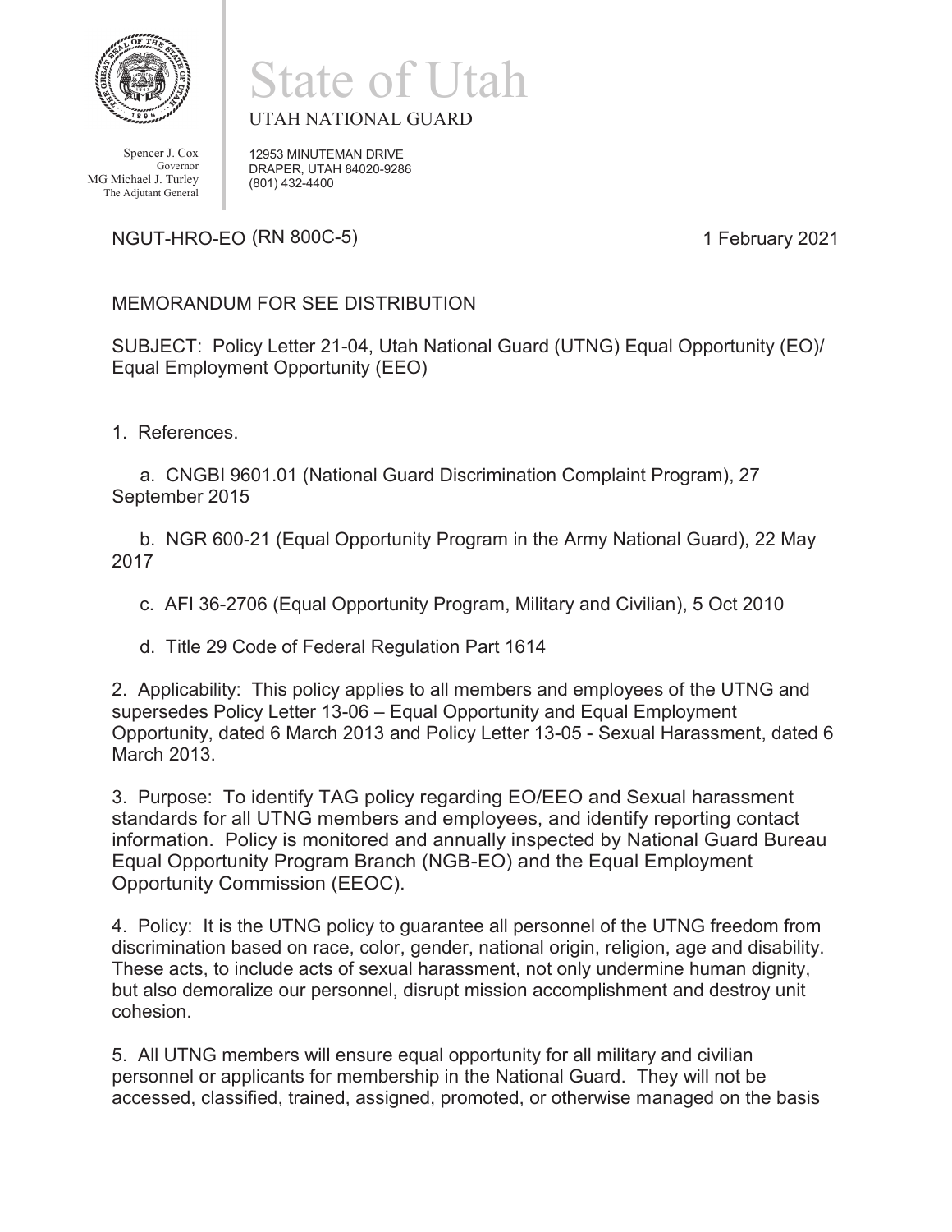# State of Utah

UTAH NATIONAL GUARD

Spencer J. Cox
Governor
MG Michael J. Turley
The Adjutant General

12953 MINUTEMAN DRIVE
DRAPER, UTAH 84020-9286
(801) 432-4400

NGUT-HRO-EO (RN 800C-5) 1 February 2021

MEMORANDUM FOR SEE DISTRIBUTION

SUBJECT: Policy Letter 21-04, Utah National Guard (UTNG) Equal Opportunity (EO)/ Equal Employment Opportunity (EEO)

1. References.

   a. CNGBI 9601.01 (National Guard Discrimination Complaint Program), 27 September 2015

   b. NGR 600-21 (Equal Opportunity Program in the Army National Guard), 22 May 2017

   c. AFI 36-2706 (Equal Opportunity Program, Military and Civilian), 5 Oct 2010

   d. Title 29 Code of Federal Regulation Part 1614

2. Applicability: This policy applies to all members and employees of the UTNG and supersedes Policy Letter 13-06 – Equal Opportunity and Equal Employment Opportunity, dated 6 March 2013 and Policy Letter 13-05 - Sexual Harassment, dated 6 March 2013.

3. Purpose: To identify TAG policy regarding EO/EEO and Sexual harassment standards for all UTNG members and employees, and identify reporting contact information. Policy is monitored and annually inspected by National Guard Bureau Equal Opportunity Program Branch (NGB-EO) and the Equal Employment Opportunity Commission (EEOC).

4. Policy: It is the UTNG policy to guarantee all personnel of the UTNG freedom from discrimination based on race, color, gender, national origin, religion, age and disability. These acts, to include acts of sexual harassment, not only undermine human dignity, but also demoralize our personnel, disrupt mission accomplishment and destroy unit cohesion.

5. All UTNG members will ensure equal opportunity for all military and civilian personnel or applicants for membership in the National Guard. They will not be accessed, classified, trained, assigned, promoted, or otherwise managed on the basis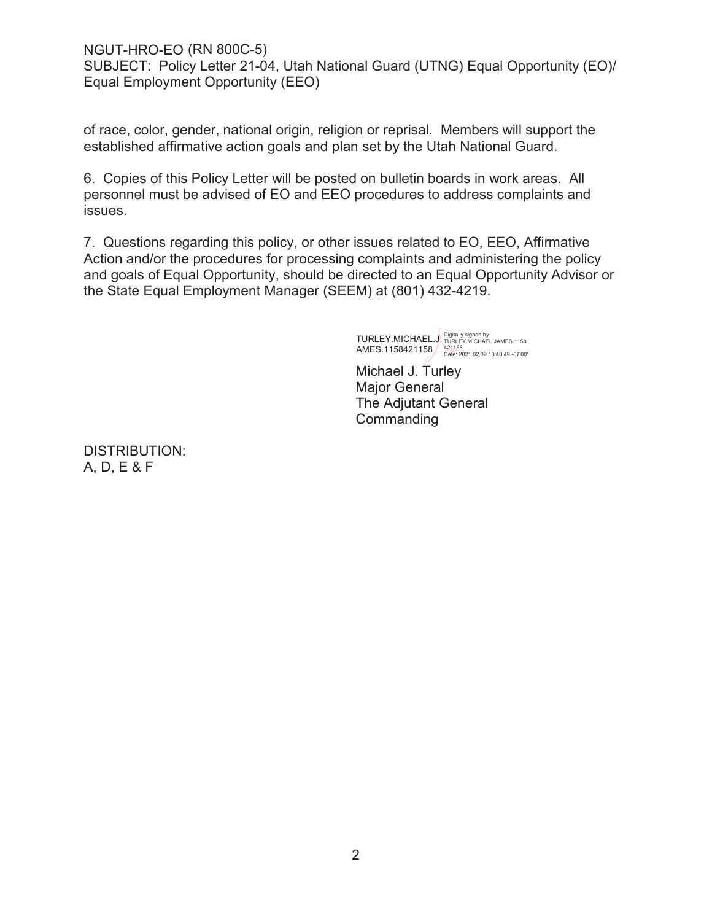of race, color, gender, national origin, religion or reprisal. Members will support the established affirmative action goals and plan set by the Utah National Guard.

6. Copies of this Policy Letter will be posted on bulletin boards in work areas. All personnel must be advised of EO and EEO procedures to address complaints and issues.

7. Questions regarding this policy, or other issues related to EO, EEO, Affirmative Action and/or the procedures for processing complaints and administering the policy and goals of Equal Opportunity, should be directed to an Equal Opportunity Advisor or the State Equal Employment Manager (SEEM) at (801) 432-4219.

TURLEY.MICHAEL.JAMES.1158421158 Digitally signed by TURLEY.MICHAEL.JAMES.1158421158 Date: 2021.02.09 13:40:49 -07'00'

Michael J. Turley
Major General
The Adjutant General
Commanding

DISTRIBUTION:
A, D, E & F